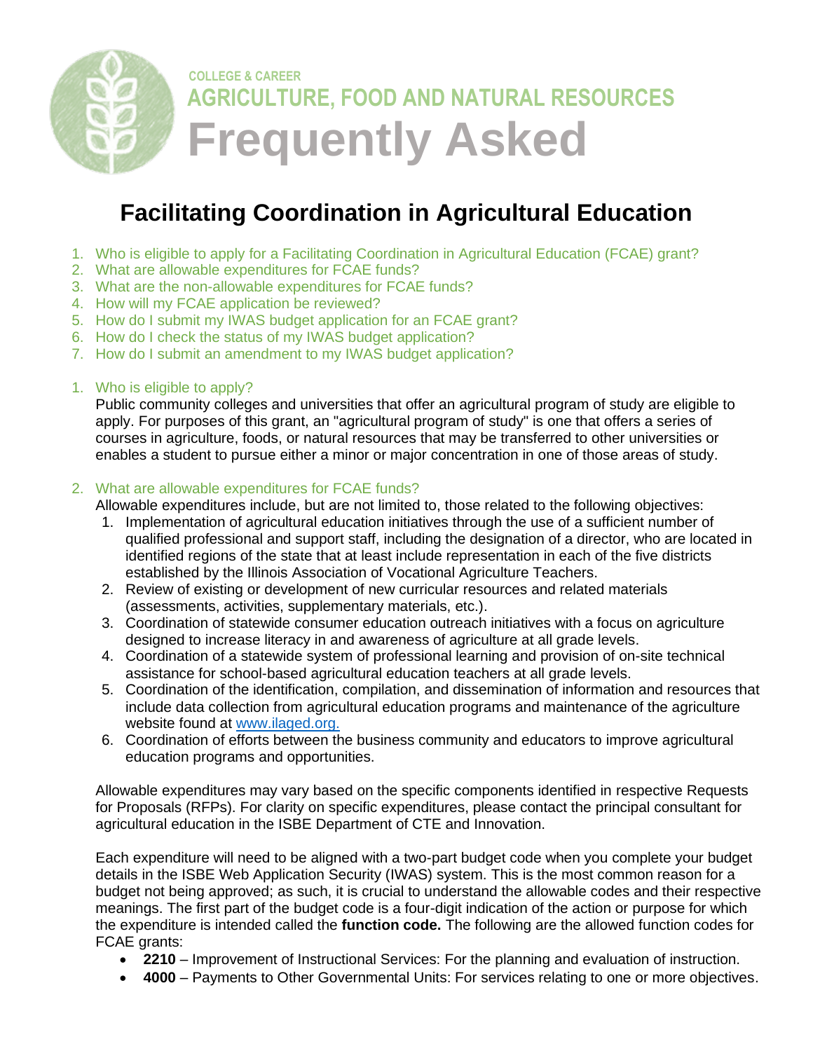COLLEGE & CAREER

AGRICULTURE, FOOD AND NATURAL RESOURCES

# Frequently Asked

## Facilitating Coordination in Agricultural Education

1. Who is eligible to apply for a Facilitating Coordination in Agricultural Education (FCAE) grant?
2. What are allowable expenditures for FCAE funds?
3. What are the non-allowable expenditures for FCAE funds?
4. How will my FCAE application be reviewed?
5. How do I submit my IWAS budget application for an FCAE grant?
6. How do I check the status of my IWAS budget application?
7. How do I submit an amendment to my IWAS budget application?

### 1. Who is eligible to apply?

Public community colleges and universities that offer an agricultural program of study are eligible to apply. For purposes of this grant, an "agricultural program of study" is one that offers a series of courses in agriculture, foods, or natural resources that may be transferred to other universities or enables a student to pursue either a minor or major concentration in one of those areas of study.

### 2. What are allowable expenditures for FCAE funds?

Allowable expenditures include, but are not limited to, those related to the following objectives:

1. Implementation of agricultural education initiatives through the use of a sufficient number of qualified professional and support staff, including the designation of a director, who are located in identified regions of the state that at least include representation in each of the five districts established by the Illinois Association of Vocational Agriculture Teachers.
2. Review of existing or development of new curricular resources and related materials (assessments, activities, supplementary materials, etc.).
3. Coordination of statewide consumer education outreach initiatives with a focus on agriculture designed to increase literacy in and awareness of agriculture at all grade levels.
4. Coordination of a statewide system of professional learning and provision of on-site technical assistance for school-based agricultural education teachers at all grade levels.
5. Coordination of the identification, compilation, and dissemination of information and resources that include data collection from agricultural education programs and maintenance of the agriculture website found at [www.ilaged.org.](www.ilaged.org)
6. Coordination of efforts between the business community and educators to improve agricultural education programs and opportunities.

Allowable expenditures may vary based on the specific components identified in respective Requests for Proposals (RFPs). For clarity on specific expenditures, please contact the principal consultant for agricultural education in the ISBE Department of CTE and Innovation.

Each expenditure will need to be aligned with a two-part budget code when you complete your budget details in the ISBE Web Application Security (IWAS) system. This is the most common reason for a budget not being approved; as such, it is crucial to understand the allowable codes and their respective meanings. The first part of the budget code is a four-digit indication of the action or purpose for which the expenditure is intended called the **function code.** The following are the allowed function codes for FCAE grants:

- **2210** – Improvement of Instructional Services: For the planning and evaluation of instruction.
- **4000** – Payments to Other Governmental Units: For services relating to one or more objectives.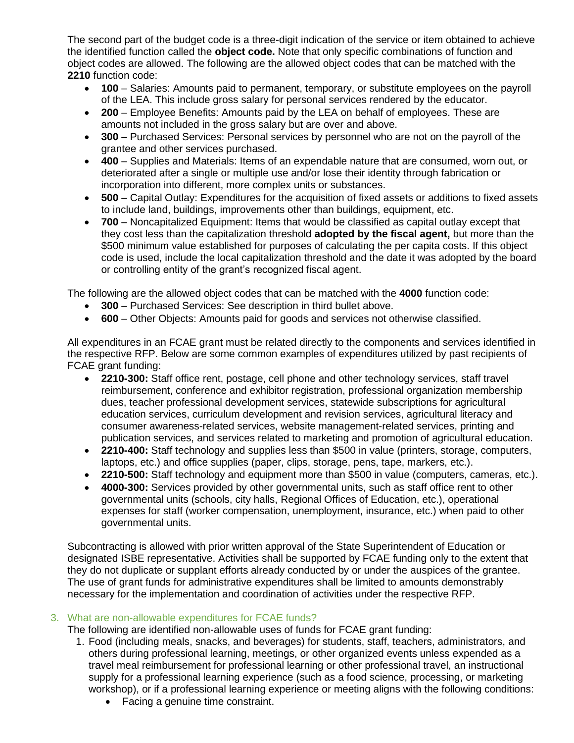The second part of the budget code is a three-digit indication of the service or item obtained to achieve the identified function called the **object code.** Note that only specific combinations of function and object codes are allowed. The following are the allowed object codes that can be matched with the **2210** function code:

- **100** – Salaries: Amounts paid to permanent, temporary, or substitute employees on the payroll of the LEA. This include gross salary for personal services rendered by the educator.
- **200** – Employee Benefits: Amounts paid by the LEA on behalf of employees. These are amounts not included in the gross salary but are over and above.
- **300** – Purchased Services: Personal services by personnel who are not on the payroll of the grantee and other services purchased.
- **400** – Supplies and Materials: Items of an expendable nature that are consumed, worn out, or deteriorated after a single or multiple use and/or lose their identity through fabrication or incorporation into different, more complex units or substances.
- **500** – Capital Outlay: Expenditures for the acquisition of fixed assets or additions to fixed assets to include land, buildings, improvements other than buildings, equipment, etc.
- **700** – Noncapitalized Equipment: Items that would be classified as capital outlay except that they cost less than the capitalization threshold **adopted by the fiscal agent,** but more than the $500 minimum value established for purposes of calculating the per capita costs. If this object code is used, include the local capitalization threshold and the date it was adopted by the board or controlling entity of the grant's recognized fiscal agent.

The following are the allowed object codes that can be matched with the **4000** function code:

- **300** – Purchased Services: See description in third bullet above.
- **600** – Other Objects: Amounts paid for goods and services not otherwise classified.

All expenditures in an FCAE grant must be related directly to the components and services identified in the respective RFP. Below are some common examples of expenditures utilized by past recipients of FCAE grant funding:

- **2210-300:** Staff office rent, postage, cell phone and other technology services, staff travel reimbursement, conference and exhibitor registration, professional organization membership dues, teacher professional development services, statewide subscriptions for agricultural education services, curriculum development and revision services, agricultural literacy and consumer awareness-related services, website management-related services, printing and publication services, and services related to marketing and promotion of agricultural education.
- **2210-400:** Staff technology and supplies less than $500 in value (printers, storage, computers, laptops, etc.) and office supplies (paper, clips, storage, pens, tape, markers, etc.).
- **2210-500:** Staff technology and equipment more than $500 in value (computers, cameras, etc.).
- **4000-300:** Services provided by other governmental units, such as staff office rent to other governmental units (schools, city halls, Regional Offices of Education, etc.), operational expenses for staff (worker compensation, unemployment, insurance, etc.) when paid to other governmental units.

Subcontracting is allowed with prior written approval of the State Superintendent of Education or designated ISBE representative. Activities shall be supported by FCAE funding only to the extent that they do not duplicate or supplant efforts already conducted by or under the auspices of the grantee. The use of grant funds for administrative expenditures shall be limited to amounts demonstrably necessary for the implementation and coordination of activities under the respective RFP.

### 3. What are non-allowable expenditures for FCAE funds?

The following are identified non-allowable uses of funds for FCAE grant funding:

1. Food (including meals, snacks, and beverages) for students, staff, teachers, administrators, and others during professional learning, meetings, or other organized events unless expended as a travel meal reimbursement for professional learning or other professional travel, an instructional supply for a professional learning experience (such as a food science, processing, or marketing workshop), or if a professional learning experience or meeting aligns with the following conditions:
   - Facing a genuine time constraint.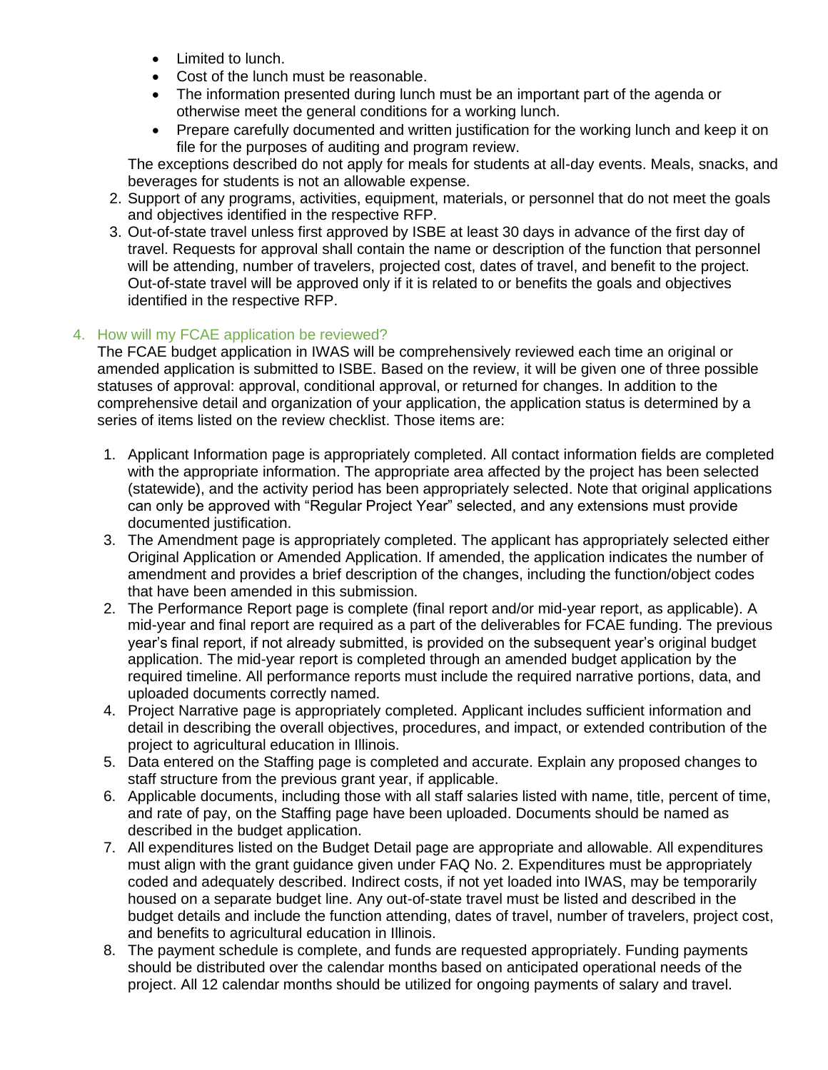- Limited to lunch.
- Cost of the lunch must be reasonable.
- The information presented during lunch must be an important part of the agenda or otherwise meet the general conditions for a working lunch.
- Prepare carefully documented and written justification for the working lunch and keep it on file for the purposes of auditing and program review.

The exceptions described do not apply for meals for students at all-day events. Meals, snacks, and beverages for students is not an allowable expense.

2. Support of any programs, activities, equipment, materials, or personnel that do not meet the goals and objectives identified in the respective RFP.
3. Out-of-state travel unless first approved by ISBE at least 30 days in advance of the first day of travel. Requests for approval shall contain the name or description of the function that personnel will be attending, number of travelers, projected cost, dates of travel, and benefit to the project. Out-of-state travel will be approved only if it is related to or benefits the goals and objectives identified in the respective RFP.

### 4. How will my FCAE application be reviewed?

The FCAE budget application in IWAS will be comprehensively reviewed each time an original or amended application is submitted to ISBE. Based on the review, it will be given one of three possible statuses of approval: approval, conditional approval, or returned for changes. In addition to the comprehensive detail and organization of your application, the application status is determined by a series of items listed on the review checklist. Those items are:

1. Applicant Information page is appropriately completed. All contact information fields are completed with the appropriate information. The appropriate area affected by the project has been selected (statewide), and the activity period has been appropriately selected. Note that original applications can only be approved with "Regular Project Year" selected, and any extensions must provide documented justification.
3. The Amendment page is appropriately completed. The applicant has appropriately selected either Original Application or Amended Application. If amended, the application indicates the number of amendment and provides a brief description of the changes, including the function/object codes that have been amended in this submission.
2. The Performance Report page is complete (final report and/or mid-year report, as applicable). A mid-year and final report are required as a part of the deliverables for FCAE funding. The previous year's final report, if not already submitted, is provided on the subsequent year's original budget application. The mid-year report is completed through an amended budget application by the required timeline. All performance reports must include the required narrative portions, data, and uploaded documents correctly named.
4. Project Narrative page is appropriately completed. Applicant includes sufficient information and detail in describing the overall objectives, procedures, and impact, or extended contribution of the project to agricultural education in Illinois.
5. Data entered on the Staffing page is completed and accurate. Explain any proposed changes to staff structure from the previous grant year, if applicable.
6. Applicable documents, including those with all staff salaries listed with name, title, percent of time, and rate of pay, on the Staffing page have been uploaded. Documents should be named as described in the budget application.
7. All expenditures listed on the Budget Detail page are appropriate and allowable. All expenditures must align with the grant guidance given under FAQ No. 2. Expenditures must be appropriately coded and adequately described. Indirect costs, if not yet loaded into IWAS, may be temporarily housed on a separate budget line. Any out-of-state travel must be listed and described in the budget details and include the function attending, dates of travel, number of travelers, project cost, and benefits to agricultural education in Illinois.
8. The payment schedule is complete, and funds are requested appropriately. Funding payments should be distributed over the calendar months based on anticipated operational needs of the project. All 12 calendar months should be utilized for ongoing payments of salary and travel.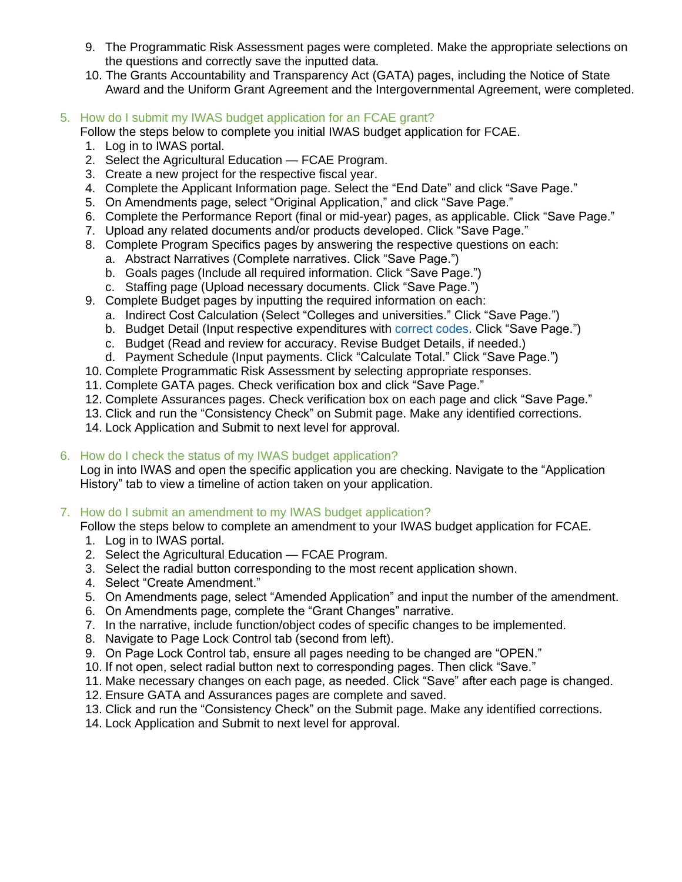9. The Programmatic Risk Assessment pages were completed. Make the appropriate selections on the questions and correctly save the inputted data.
10. The Grants Accountability and Transparency Act (GATA) pages, including the Notice of State Award and the Uniform Grant Agreement and the Intergovernmental Agreement, were completed.

5. How do I submit my IWAS budget application for an FCAE grant?

Follow the steps below to complete you initial IWAS budget application for FCAE.

1. Log in to IWAS portal.
2. Select the Agricultural Education — FCAE Program.
3. Create a new project for the respective fiscal year.
4. Complete the Applicant Information page. Select the “End Date” and click “Save Page.”
5. On Amendments page, select “Original Application,” and click “Save Page.”
6. Complete the Performance Report (final or mid-year) pages, as applicable. Click “Save Page.”
7. Upload any related documents and/or products developed. Click “Save Page.”
8. Complete Program Specifics pages by answering the respective questions on each:
   a. Abstract Narratives (Complete narratives. Click “Save Page.”)
   b. Goals pages (Include all required information. Click “Save Page.”)
   c. Staffing page (Upload necessary documents. Click “Save Page.”)
9. Complete Budget pages by inputting the required information on each:
   a. Indirect Cost Calculation (Select “Colleges and universities.” Click “Save Page.”)
   b. Budget Detail (Input respective expenditures with correct codes. Click “Save Page.”)
   c. Budget (Read and review for accuracy. Revise Budget Details, if needed.)
   d. Payment Schedule (Input payments. Click “Calculate Total.” Click “Save Page.”)
10. Complete Programmatic Risk Assessment by selecting appropriate responses.
11. Complete GATA pages. Check verification box and click “Save Page.”
12. Complete Assurances pages. Check verification box on each page and click “Save Page.”
13. Click and run the “Consistency Check” on Submit page. Make any identified corrections.
14. Lock Application and Submit to next level for approval.

6. How do I check the status of my IWAS budget application?

Log in into IWAS and open the specific application you are checking. Navigate to the “Application History” tab to view a timeline of action taken on your application.

7. How do I submit an amendment to my IWAS budget application?

Follow the steps below to complete an amendment to your IWAS budget application for FCAE.

1. Log in to IWAS portal.
2. Select the Agricultural Education — FCAE Program.
3. Select the radial button corresponding to the most recent application shown.
4. Select “Create Amendment.”
5. On Amendments page, select “Amended Application” and input the number of the amendment.
6. On Amendments page, complete the “Grant Changes” narrative.
7. In the narrative, include function/object codes of specific changes to be implemented.
8. Navigate to Page Lock Control tab (second from left).
9. On Page Lock Control tab, ensure all pages needing to be changed are “OPEN.”
10. If not open, select radial button next to corresponding pages. Then click “Save.”
11. Make necessary changes on each page, as needed. Click “Save” after each page is changed.
12. Ensure GATA and Assurances pages are complete and saved.
13. Click and run the “Consistency Check” on the Submit page. Make any identified corrections.
14. Lock Application and Submit to next level for approval.